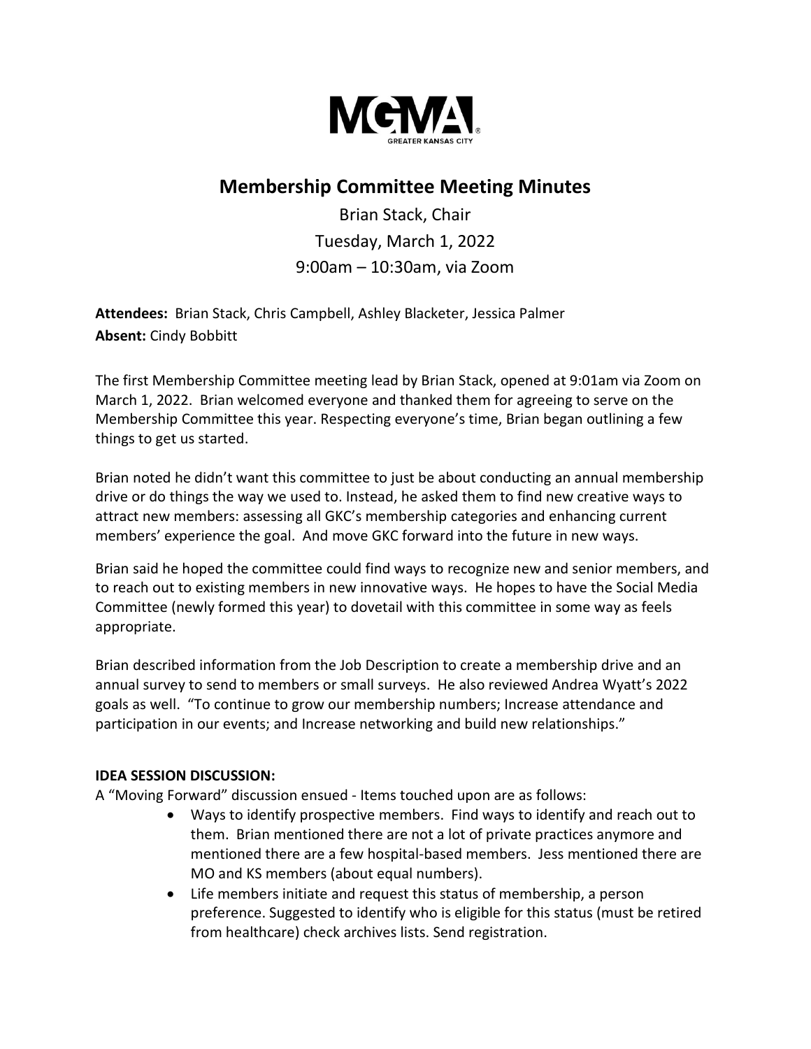MGMA GREATER KANSAS CITY

# Membership Committee Meeting Minutes

Brian Stack, Chair
Tuesday, March 1, 2022
9:00am – 10:30am, via Zoom

**Attendees:** Brian Stack, Chris Campbell, Ashley Blacketer, Jessica Palmer
**Absent:** Cindy Bobbitt

The first Membership Committee meeting lead by Brian Stack, opened at 9:01am via Zoom on March 1, 2022. Brian welcomed everyone and thanked them for agreeing to serve on the Membership Committee this year. Respecting everyone's time, Brian began outlining a few things to get us started.

Brian noted he didn't want this committee to just be about conducting an annual membership drive or do things the way we used to. Instead, he asked them to find new creative ways to attract new members: assessing all GKC's membership categories and enhancing current members' experience the goal. And move GKC forward into the future in new ways.

Brian said he hoped the committee could find ways to recognize new and senior members, and to reach out to existing members in new innovative ways. He hopes to have the Social Media Committee (newly formed this year) to dovetail with this committee in some way as feels appropriate.

Brian described information from the Job Description to create a membership drive and an annual survey to send to members or small surveys. He also reviewed Andrea Wyatt's 2022 goals as well. "To continue to grow our membership numbers; Increase attendance and participation in our events; and Increase networking and build new relationships."

**IDEA SESSION DISCUSSION:**

A "Moving Forward" discussion ensued - Items touched upon are as follows:

- Ways to identify prospective members. Find ways to identify and reach out to them. Brian mentioned there are not a lot of private practices anymore and mentioned there are a few hospital-based members. Jess mentioned there are MO and KS members (about equal numbers).
- Life members initiate and request this status of membership, a person preference. Suggested to identify who is eligible for this status (must be retired from healthcare) check archives lists. Send registration.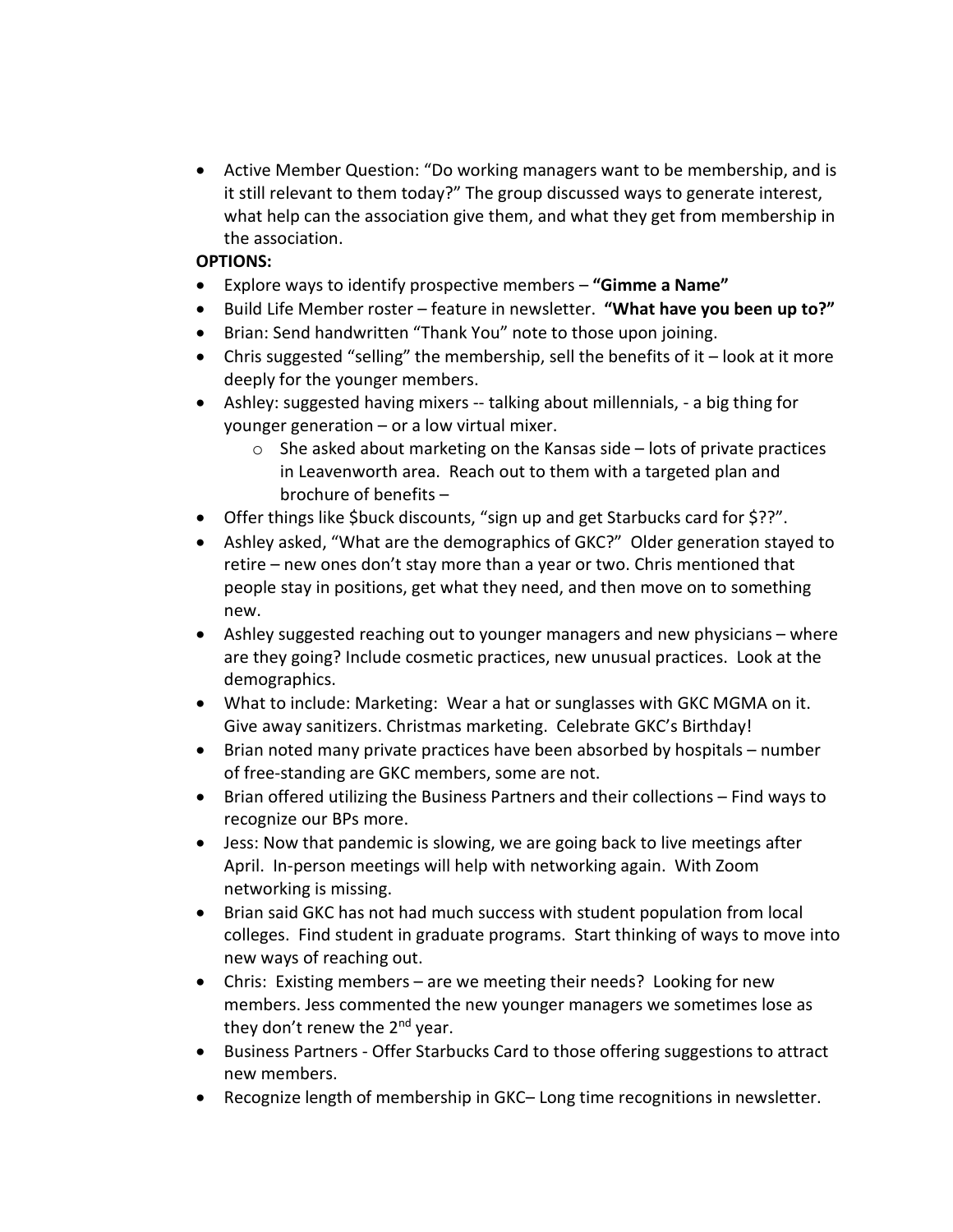- Active Member Question: "Do working managers want to be membership, and is it still relevant to them today?" The group discussed ways to generate interest, what help can the association give them, and what they get from membership in the association.

**OPTIONS:**

- Explore ways to identify prospective members – **"Gimme a Name"**
- Build Life Member roster – feature in newsletter. **"What have you been up to?"**
- Brian: Send handwritten "Thank You" note to those upon joining.
- Chris suggested "selling" the membership, sell the benefits of it – look at it more deeply for the younger members.
- Ashley: suggested having mixers -- talking about millennials, - a big thing for younger generation – or a low virtual mixer.
  - She asked about marketing on the Kansas side – lots of private practices in Leavenworth area. Reach out to them with a targeted plan and brochure of benefits –
- Offer things like $buck discounts, "sign up and get Starbucks card for $??".
- Ashley asked, "What are the demographics of GKC?" Older generation stayed to retire – new ones don't stay more than a year or two. Chris mentioned that people stay in positions, get what they need, and then move on to something new.
- Ashley suggested reaching out to younger managers and new physicians – where are they going? Include cosmetic practices, new unusual practices. Look at the demographics.
- What to include: Marketing: Wear a hat or sunglasses with GKC MGMA on it. Give away sanitizers. Christmas marketing. Celebrate GKC's Birthday!
- Brian noted many private practices have been absorbed by hospitals – number of free-standing are GKC members, some are not.
- Brian offered utilizing the Business Partners and their collections – Find ways to recognize our BPs more.
- Jess: Now that pandemic is slowing, we are going back to live meetings after April. In-person meetings will help with networking again. With Zoom networking is missing.
- Brian said GKC has not had much success with student population from local colleges. Find student in graduate programs. Start thinking of ways to move into new ways of reaching out.
- Chris: Existing members – are we meeting their needs? Looking for new members. Jess commented the new younger managers we sometimes lose as they don't renew the 2nd year.
- Business Partners - Offer Starbucks Card to those offering suggestions to attract new members.
- Recognize length of membership in GKC– Long time recognitions in newsletter.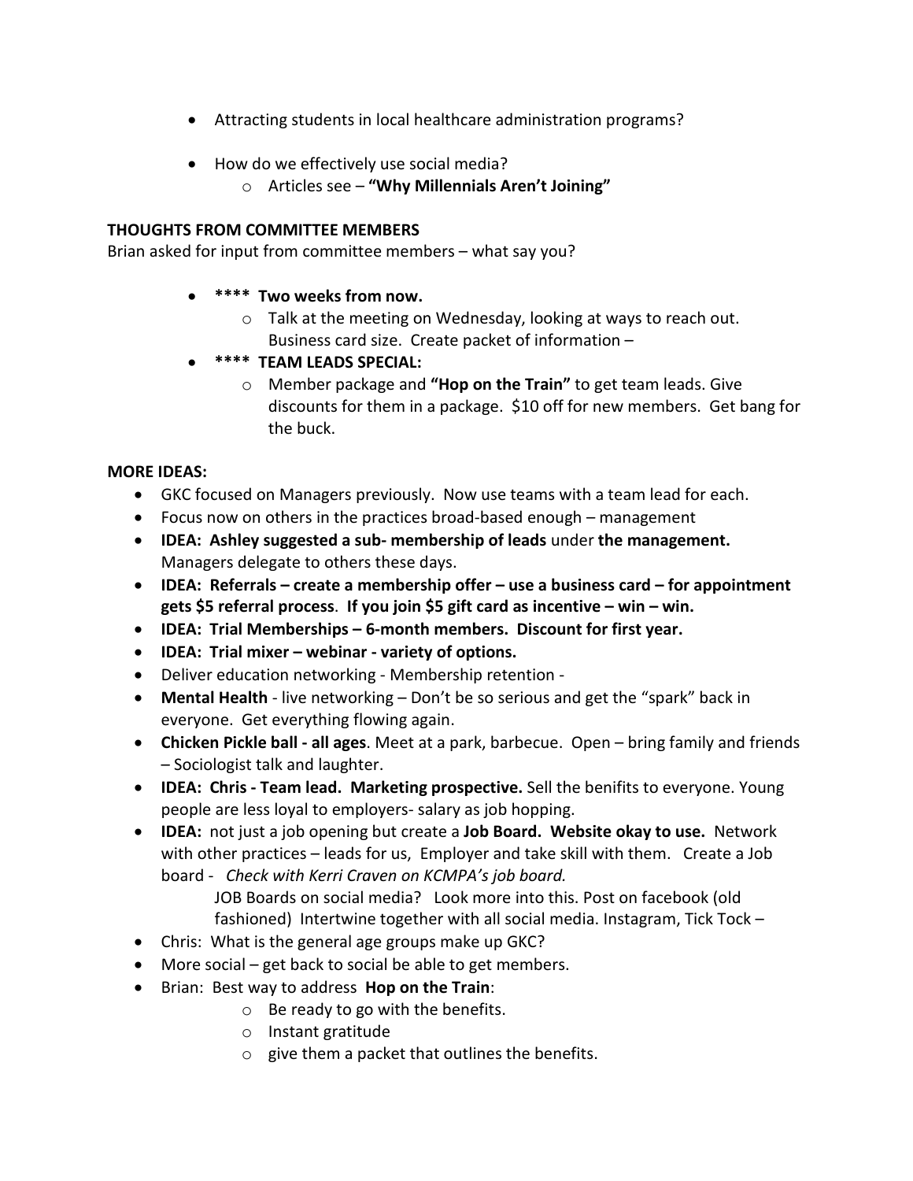- Attracting students in local healthcare administration programs?

- How do we effectively use social media?
  - Articles see – **"Why Millennials Aren't Joining"**

**THOUGHTS FROM COMMITTEE MEMBERS**

Brian asked for input from committee members – what say you?

- **\*\*\*\* Two weeks from now.**
  - Talk at the meeting on Wednesday, looking at ways to reach out. Business card size. Create packet of information –
- **\*\*\*\* TEAM LEADS SPECIAL:**
  - Member package and **"Hop on the Train"** to get team leads. Give discounts for them in a package. $10 off for new members. Get bang for the buck.

**MORE IDEAS:**

- GKC focused on Managers previously. Now use teams with a team lead for each.
- Focus now on others in the practices broad-based enough – management
- **IDEA: Ashley suggested a sub- membership of leads** under **the management.** Managers delegate to others these days.
- **IDEA: Referrals – create a membership offer – use a business card – for appointment gets $5 referral process**. **If you join $5 gift card as incentive – win – win.**
- **IDEA: Trial Memberships – 6-month members. Discount for first year.**
- **IDEA: Trial mixer – webinar - variety of options.**
- Deliver education networking - Membership retention -
- **Mental Health** - live networking – Don't be so serious and get the "spark" back in everyone. Get everything flowing again.
- **Chicken Pickle ball - all ages**. Meet at a park, barbecue. Open – bring family and friends – Sociologist talk and laughter.
- **IDEA: Chris - Team lead. Marketing prospective.** Sell the benifits to everyone. Young people are less loyal to employers- salary as job hopping.
- **IDEA:** not just a job opening but create a **Job Board. Website okay to use.** Network with other practices – leads for us, Employer and take skill with them. Create a Job board - *Check with Kerri Craven on KCMPA's job board.*

  JOB Boards on social media? Look more into this. Post on facebook (old fashioned) Intertwine together with all social media. Instagram, Tick Tock –
- Chris: What is the general age groups make up GKC?
- More social – get back to social be able to get members.
- Brian: Best way to address **Hop on the Train**:
  - Be ready to go with the benefits.
  - Instant gratitude
  - give them a packet that outlines the benefits.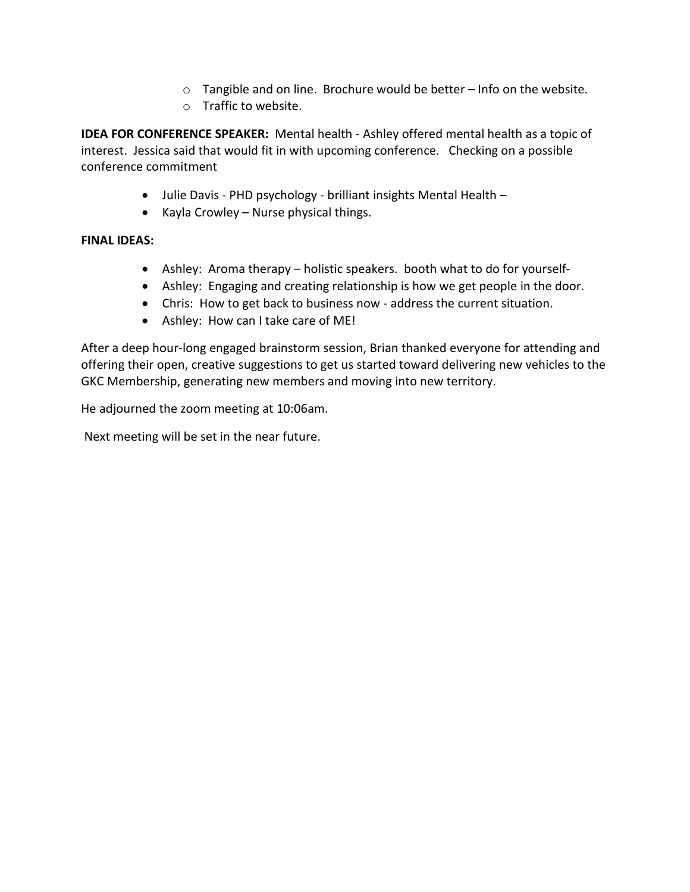- Tangible and on line. Brochure would be better – Info on the website.
  - Traffic to website.

**IDEA FOR CONFERENCE SPEAKER:** Mental health - Ashley offered mental health as a topic of interest. Jessica said that would fit in with upcoming conference. Checking on a possible conference commitment

- Julie Davis - PHD psychology - brilliant insights Mental Health –
- Kayla Crowley – Nurse physical things.

**FINAL IDEAS:**

- Ashley: Aroma therapy – holistic speakers. booth what to do for yourself-
- Ashley: Engaging and creating relationship is how we get people in the door.
- Chris: How to get back to business now - address the current situation.
- Ashley: How can I take care of ME!

After a deep hour-long engaged brainstorm session, Brian thanked everyone for attending and offering their open, creative suggestions to get us started toward delivering new vehicles to the GKC Membership, generating new members and moving into new territory.

He adjourned the zoom meeting at 10:06am.

Next meeting will be set in the near future.